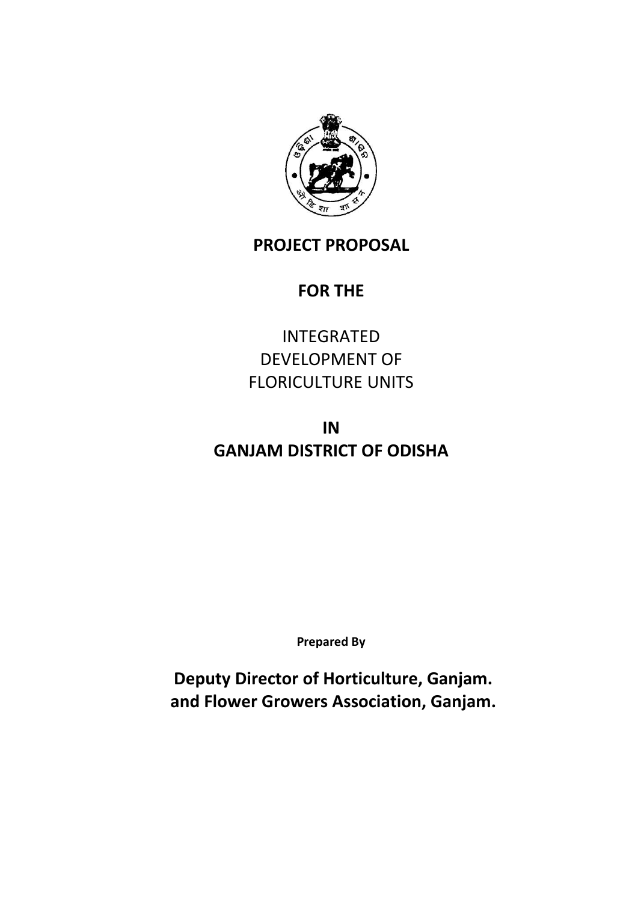# PROJECT PROPOSAL

## FOR THE

INTEGRATED
DEVELOPMENT OF
FLORICULTURE UNITS

## IN
## GANJAM DISTRICT OF ODISHA

**Prepared By**

**Deputy Director of Horticulture, Ganjam.**
**and Flower Growers Association, Ganjam.**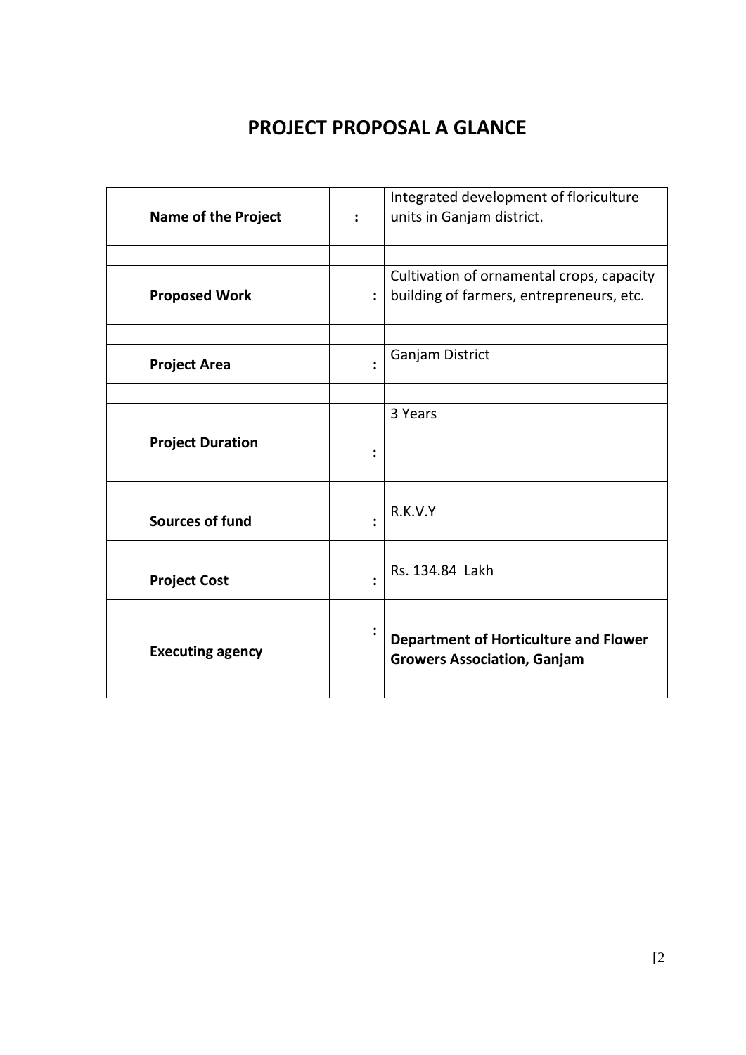# PROJECT PROPOSAL A GLANCE

| | | |
|---|---|---|
| **Name of the Project** | : | Integrated development of floriculture units in Ganjam district. |
| | | |
| **Proposed Work** | : | Cultivation of ornamental crops, capacity building of farmers, entrepreneurs, etc. |
| | | |
| **Project Area** | : | Ganjam District |
| | | |
| **Project Duration** | : | 3 Years |
| | | |
| **Sources of fund** | : | R.K.V.Y |
| | | |
| **Project Cost** | : | Rs. 134.84 Lakh |
| | | |
| **Executing agency** | : | **Department of Horticulture and Flower Growers Association, Ganjam** |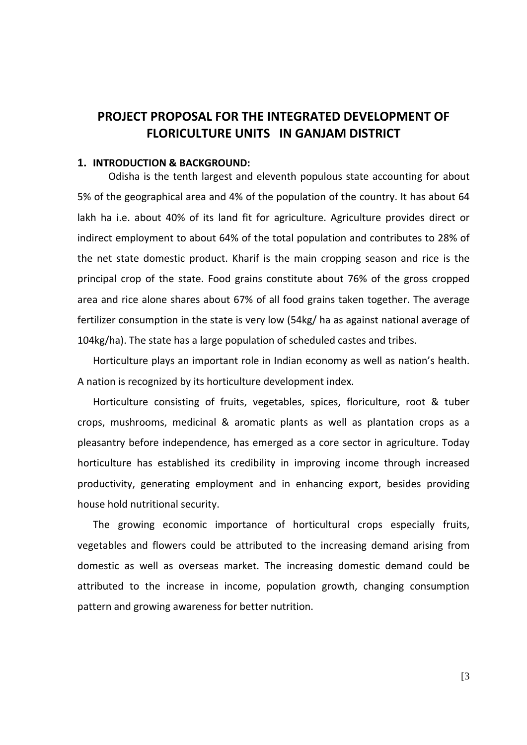# PROJECT PROPOSAL FOR THE INTEGRATED DEVELOPMENT OF FLORICULTURE UNITS IN GANJAM DISTRICT

## 1. INTRODUCTION & BACKGROUND:

Odisha is the tenth largest and eleventh populous state accounting for about 5% of the geographical area and 4% of the population of the country. It has about 64 lakh ha i.e. about 40% of its land fit for agriculture. Agriculture provides direct or indirect employment to about 64% of the total population and contributes to 28% of the net state domestic product. Kharif is the main cropping season and rice is the principal crop of the state. Food grains constitute about 76% of the gross cropped area and rice alone shares about 67% of all food grains taken together. The average fertilizer consumption in the state is very low (54kg/ ha as against national average of 104kg/ha). The state has a large population of scheduled castes and tribes.

Horticulture plays an important role in Indian economy as well as nation's health. A nation is recognized by its horticulture development index.

Horticulture consisting of fruits, vegetables, spices, floriculture, root & tuber crops, mushrooms, medicinal & aromatic plants as well as plantation crops as a pleasantry before independence, has emerged as a core sector in agriculture. Today horticulture has established its credibility in improving income through increased productivity, generating employment and in enhancing export, besides providing house hold nutritional security.

The growing economic importance of horticultural crops especially fruits, vegetables and flowers could be attributed to the increasing demand arising from domestic as well as overseas market. The increasing domestic demand could be attributed to the increase in income, population growth, changing consumption pattern and growing awareness for better nutrition.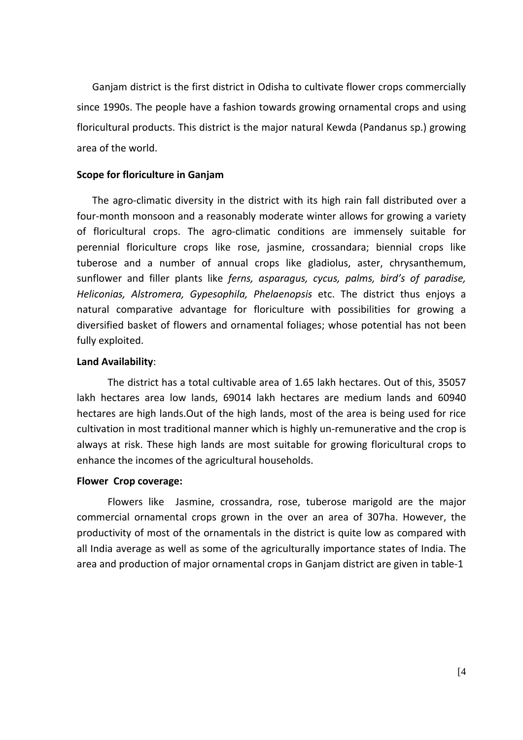Ganjam district is the first district in Odisha to cultivate flower crops commercially since 1990s. The people have a fashion towards growing ornamental crops and using floricultural products. This district is the major natural Kewda (Pandanus sp.) growing area of the world.

**Scope for floriculture in Ganjam**

The agro-climatic diversity in the district with its high rain fall distributed over a four-month monsoon and a reasonably moderate winter allows for growing a variety of floricultural crops. The agro-climatic conditions are immensely suitable for perennial floriculture crops like rose, jasmine, crossandara; biennial crops like tuberose and a number of annual crops like gladiolus, aster, chrysanthemum, sunflower and filler plants like *ferns, asparagus, cycus, palms, bird's of paradise, Heliconias, Alstromera, Gypesophila, Phelaenopsis* etc. The district thus enjoys a natural comparative advantage for floriculture with possibilities for growing a diversified basket of flowers and ornamental foliages; whose potential has not been fully exploited.

**Land Availability**:

The district has a total cultivable area of 1.65 lakh hectares. Out of this, 35057 lakh hectares area low lands, 69014 lakh hectares are medium lands and 60940 hectares are high lands.Out of the high lands, most of the area is being used for rice cultivation in most traditional manner which is highly un-remunerative and the crop is always at risk. These high lands are most suitable for growing floricultural crops to enhance the incomes of the agricultural households.

**Flower Crop coverage:**

Flowers like Jasmine, crossandra, rose, tuberose marigold are the major commercial ornamental crops grown in the over an area of 307ha. However, the productivity of most of the ornamentals in the district is quite low as compared with all India average as well as some of the agriculturally importance states of India. The area and production of major ornamental crops in Ganjam district are given in table-1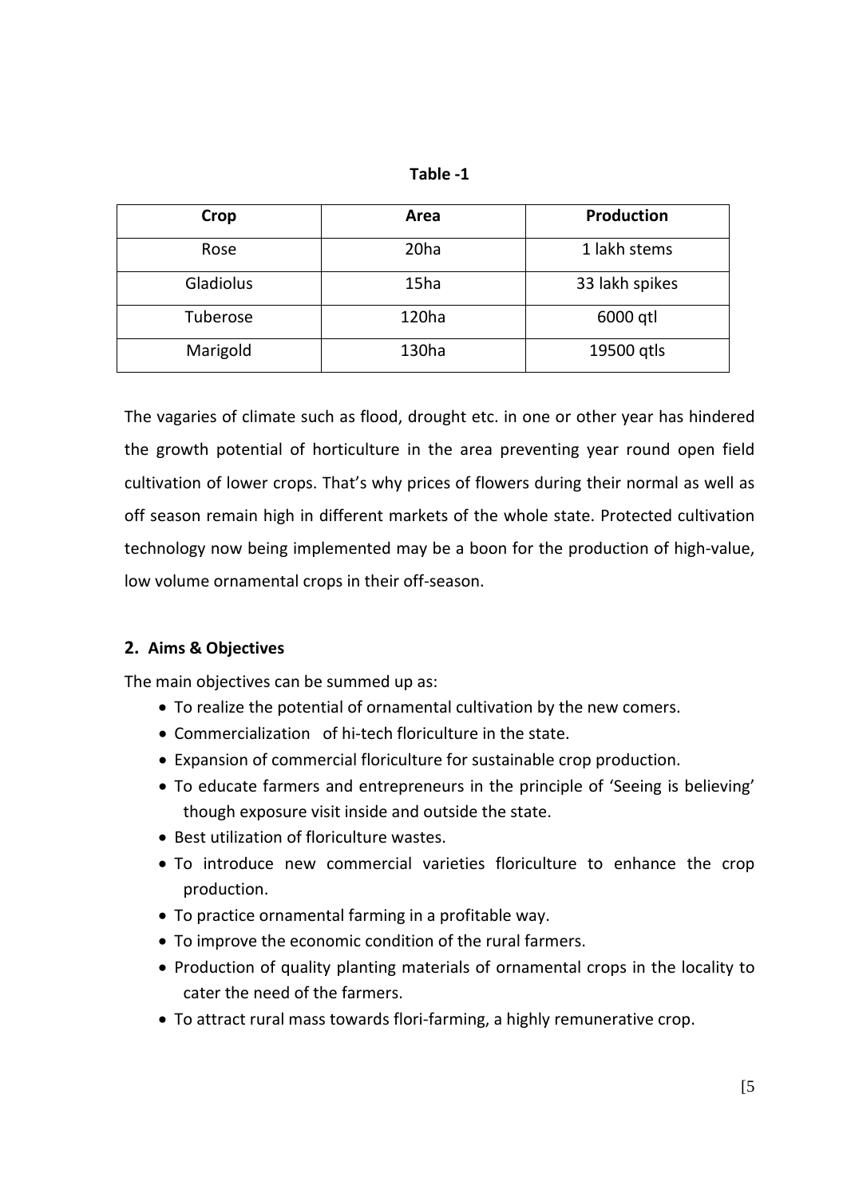**Table -1**

| Crop | Area | Production |
|---|---|---|
| Rose | 20ha | 1 lakh stems |
| Gladiolus | 15ha | 33 lakh spikes |
| Tuberose | 120ha | 6000 qtl |
| Marigold | 130ha | 19500 qtls |

The vagaries of climate such as flood, drought etc. in one or other year has hindered the growth potential of horticulture in the area preventing year round open field cultivation of lower crops. That's why prices of flowers during their normal as well as off season remain high in different markets of the whole state. Protected cultivation technology now being implemented may be a boon for the production of high-value, low volume ornamental crops in their off-season.

## 2. Aims & Objectives

The main objectives can be summed up as:

- To realize the potential of ornamental cultivation by the new comers.
- Commercialization of hi-tech floriculture in the state.
- Expansion of commercial floriculture for sustainable crop production.
- To educate farmers and entrepreneurs in the principle of 'Seeing is believing' though exposure visit inside and outside the state.
- Best utilization of floriculture wastes.
- To introduce new commercial varieties floriculture to enhance the crop production.
- To practice ornamental farming in a profitable way.
- To improve the economic condition of the rural farmers.
- Production of quality planting materials of ornamental crops in the locality to cater the need of the farmers.
- To attract rural mass towards flori-farming, a highly remunerative crop.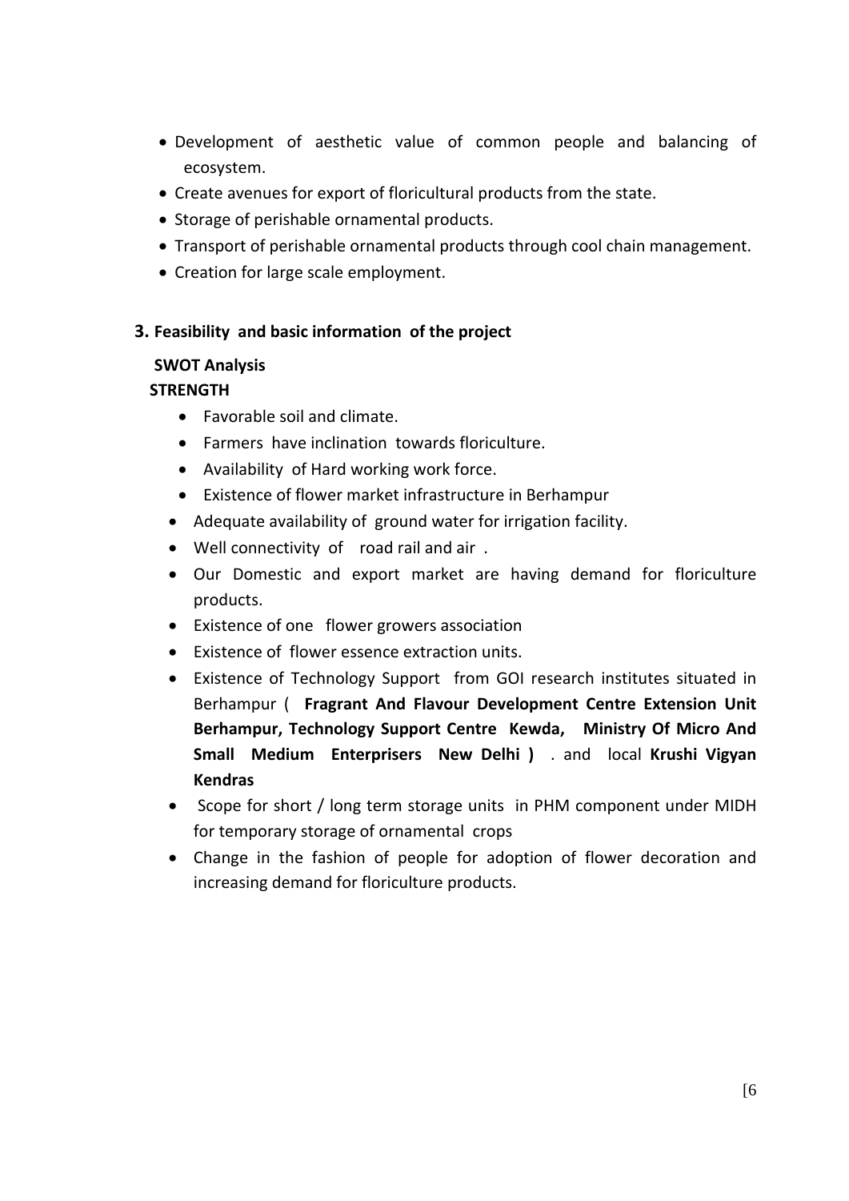- Development of aesthetic value of common people and balancing of ecosystem.
- Create avenues for export of floricultural products from the state.
- Storage of perishable ornamental products.
- Transport of perishable ornamental products through cool chain management.
- Creation for large scale employment.

### 3. Feasibility and basic information of the project

**SWOT Analysis**

**STRENGTH**

- Favorable soil and climate.
- Farmers have inclination towards floriculture.
- Availability of Hard working work force.
- Existence of flower market infrastructure in Berhampur
- Adequate availability of ground water for irrigation facility.
- Well connectivity of road rail and air .
- Our Domestic and export market are having demand for floriculture products.
- Existence of one flower growers association
- Existence of flower essence extraction units.
- Existence of Technology Support from GOI research institutes situated in Berhampur ( **Fragrant And Flavour Development Centre Extension Unit Berhampur, Technology Support Centre Kewda, Ministry Of Micro And Small Medium Enterprisers New Delhi )** . and local **Krushi Vigyan Kendras**
- Scope for short / long term storage units in PHM component under MIDH for temporary storage of ornamental crops
- Change in the fashion of people for adoption of flower decoration and increasing demand for floriculture products.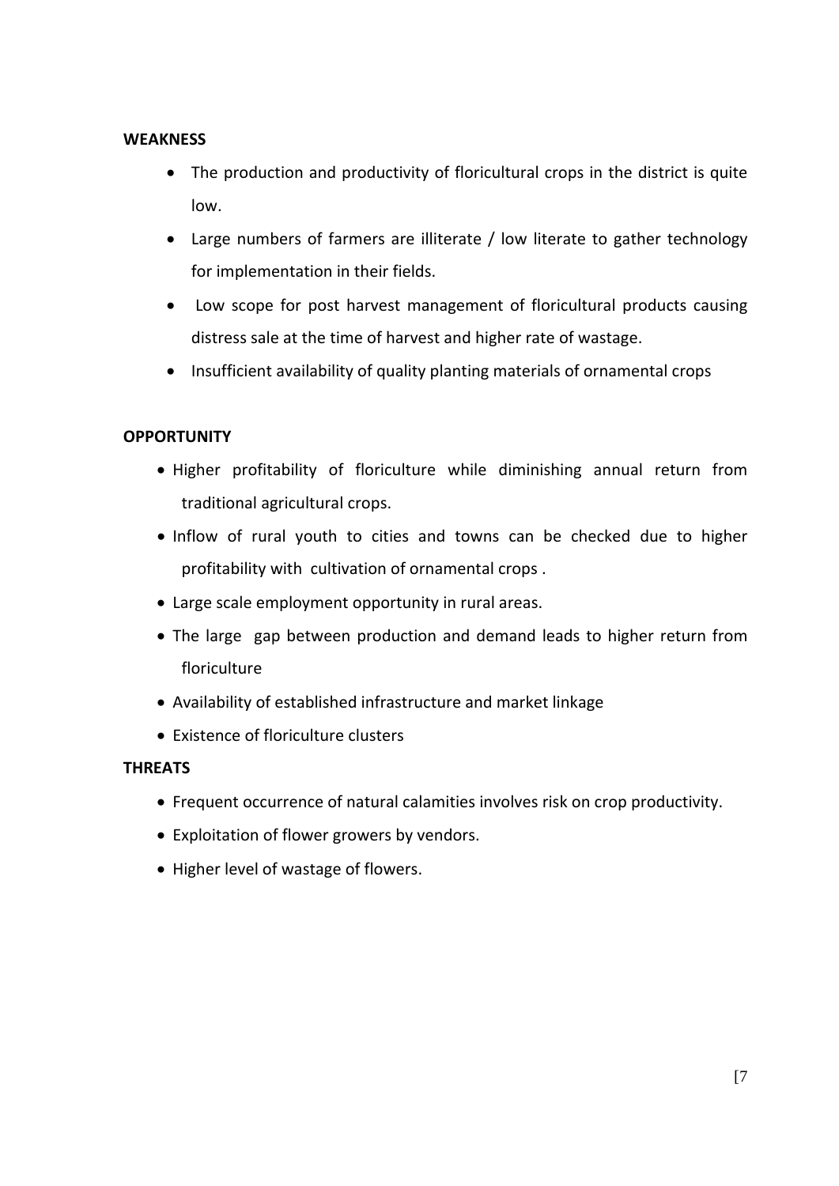**WEAKNESS**

- The production and productivity of floricultural crops in the district is quite low.
- Large numbers of farmers are illiterate / low literate to gather technology for implementation in their fields.
- Low scope for post harvest management of floricultural products causing distress sale at the time of harvest and higher rate of wastage.
- Insufficient availability of quality planting materials of ornamental crops

**OPPORTUNITY**

- Higher profitability of floriculture while diminishing annual return from traditional agricultural crops.
- Inflow of rural youth to cities and towns can be checked due to higher profitability with cultivation of ornamental crops .
- Large scale employment opportunity in rural areas.
- The large gap between production and demand leads to higher return from floriculture
- Availability of established infrastructure and market linkage
- Existence of floriculture clusters

**THREATS**

- Frequent occurrence of natural calamities involves risk on crop productivity.
- Exploitation of flower growers by vendors.
- Higher level of wastage of flowers.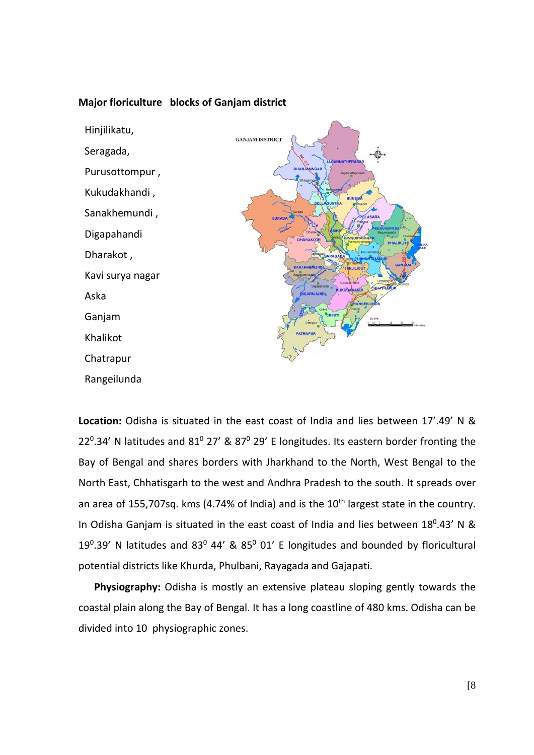**Major floriculture blocks of Ganjam district**

Hinjilikatu,

Seragada,

Purusottompur ,

Kukudakhandi ,

Sanakhemundi ,

Digapahandi

Dharakot ,

Kavi surya nagar

Aska

Ganjam

Khalikot

Chatrapur

Rangeilunda

**Location:** Odisha is situated in the east coast of India and lies between 17'.49' N & $22^{0}$.34' N latitudes and $81^{0}$ 27' & $87^{0}$ 29' E longitudes. Its eastern border fronting the Bay of Bengal and shares borders with Jharkhand to the North, West Bengal to the North East, Chhatisgarh to the west and Andhra Pradesh to the south. It spreads over an area of 155,707sq. kms (4.74% of India) and is the $10^{th}$ largest state in the country. In Odisha Ganjam is situated in the east coast of India and lies between $18^{0}$.43' N & $19^{0}$.39' N latitudes and $83^{0}$ 44' & $85^{0}$ 01' E longitudes and bounded by floricultural potential districts like Khurda, Phulbani, Rayagada and Gajapati.

**Physiography:** Odisha is mostly an extensive plateau sloping gently towards the coastal plain along the Bay of Bengal. It has a long coastline of 480 kms. Odisha can be divided into 10 physiographic zones.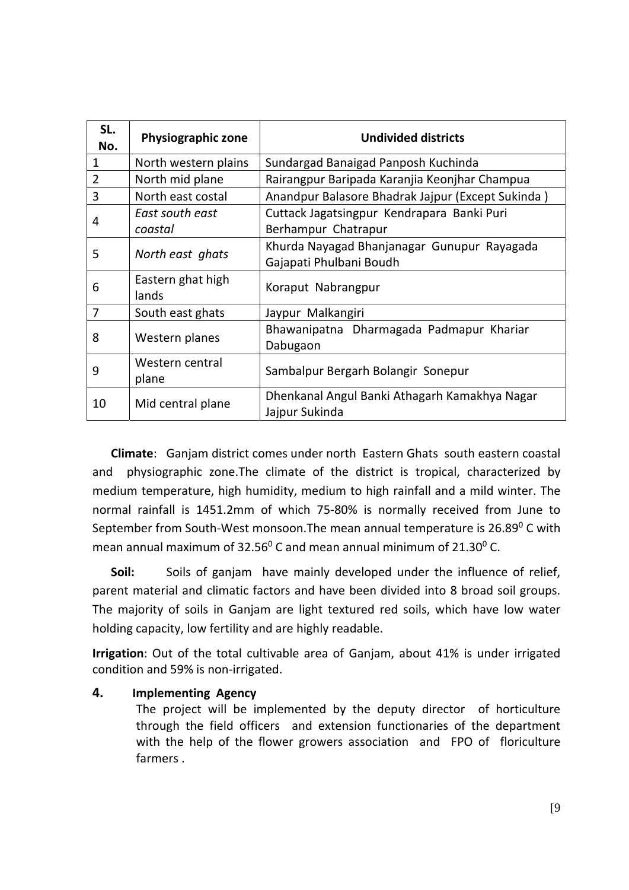| SL. No. | Physiographic zone | Undivided districts |
|---|---|---|
| 1 | North western plains | Sundargad Banaigad Panposh Kuchinda |
| 2 | North mid plane | Rairangpur Baripada Karanjia Keonjhar Champua |
| 3 | North east costal | Anandpur Balasore Bhadrak Jajpur (Except Sukinda ) |
| 4 | *East south east coastal* | Cuttack Jagatsingpur Kendrapara Banki Puri Berhampur Chatrapur |
| 5 | *North east ghats* | Khurda Nayagad Bhanjanagar Gunupur Rayagada Gajapati Phulbani Boudh |
| 6 | Eastern ghat high lands | Koraput Nabrangpur |
| 7 | South east ghats | Jaypur Malkangiri |
| 8 | Western planes | Bhawanipatna Dharmagada Padmapur Khariar Dabugaon |
| 9 | Western central plane | Sambalpur Bergarh Bolangir Sonepur |
| 10 | Mid central plane | Dhenkanal Angul Banki Athagarh Kamakhya Nagar Jajpur Sukinda |

**Climate**: Ganjam district comes under north Eastern Ghats south eastern coastal and physiographic zone.The climate of the district is tropical, characterized by medium temperature, high humidity, medium to high rainfall and a mild winter. The normal rainfall is 1451.2mm of which 75-80% is normally received from June to September from South-West monsoon.The mean annual temperature is $26.89^0$ C with mean annual maximum of $32.56^0$ C and mean annual minimum of $21.30^0$ C.

**Soil:** Soils of ganjam have mainly developed under the influence of relief, parent material and climatic factors and have been divided into 8 broad soil groups. The majority of soils in Ganjam are light textured red soils, which have low water holding capacity, low fertility and are highly readable.

**Irrigation**: Out of the total cultivable area of Ganjam, about 41% is under irrigated condition and 59% is non-irrigated.

## 4. Implementing Agency

The project will be implemented by the deputy director of horticulture through the field officers and extension functionaries of the department with the help of the flower growers association and FPO of floriculture farmers .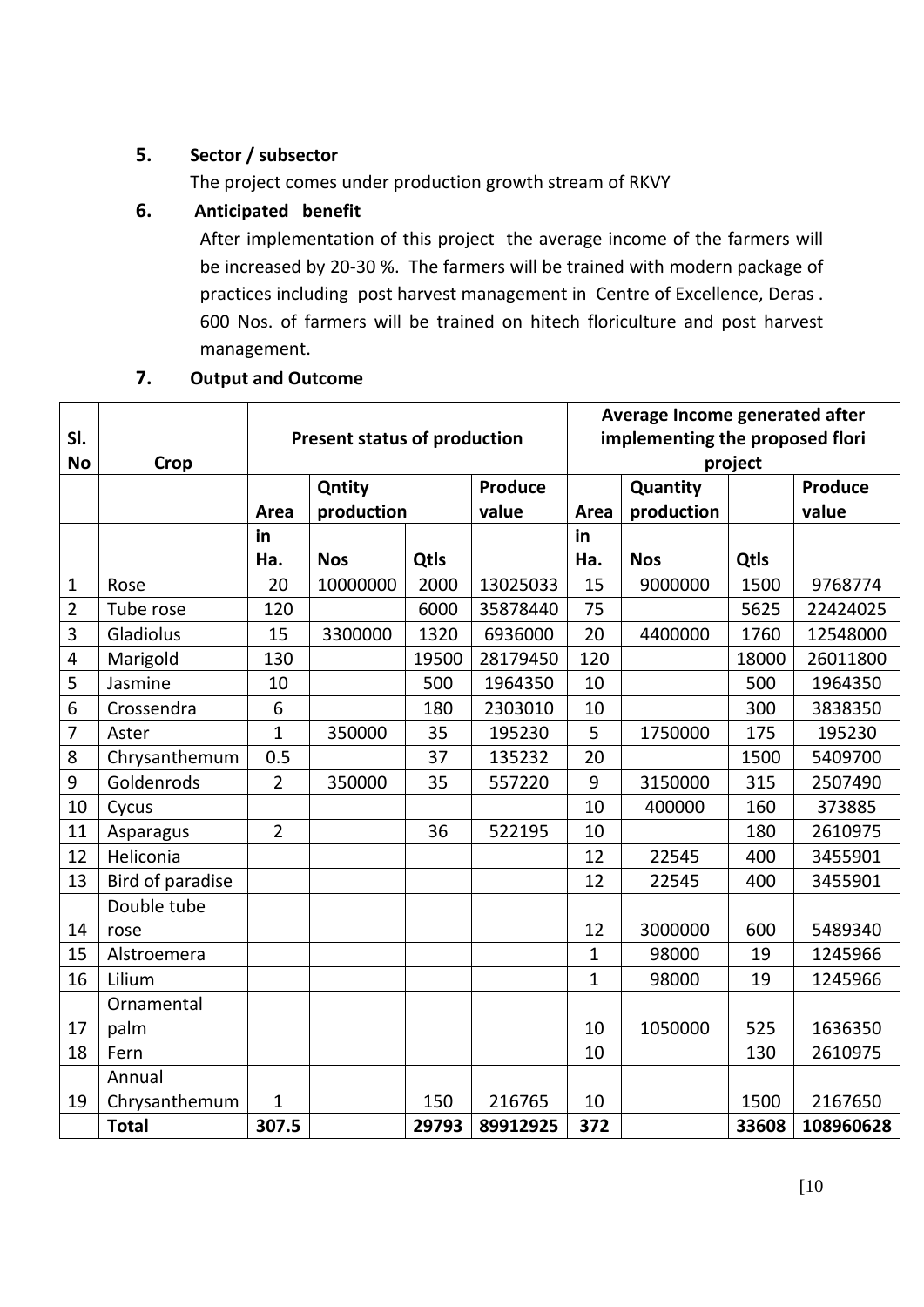## 5. Sector / subsector

The project comes under production growth stream of RKVY

## 6. Anticipated benefit

After implementation of this project the average income of the farmers will be increased by 20-30 %. The farmers will be trained with modern package of practices including post harvest management in Centre of Excellence, Deras . 600 Nos. of farmers will be trained on hitech floriculture and post harvest management.

## 7. Output and Outcome

| Sl. No | Crop | Present status of production | | | | Average Income generated after implementing the proposed flori project | | | |
|---|---|---|---|---|---|---|---|---|---|
| | | Area | Qntity production | | Produce value | Area | Quantity production | | Produce value |
| | | in Ha. | Nos | Qtls | | in Ha. | Nos | Qtls | |
| 1 | Rose | 20 | 10000000 | 2000 | 13025033 | 15 | 9000000 | 1500 | 9768774 |
| 2 | Tube rose | 120 | | 6000 | 35878440 | 75 | | 5625 | 22424025 |
| 3 | Gladiolus | 15 | 3300000 | 1320 | 6936000 | 20 | 4400000 | 1760 | 12548000 |
| 4 | Marigold | 130 | | 19500 | 28179450 | 120 | | 18000 | 26011800 |
| 5 | Jasmine | 10 | | 500 | 1964350 | 10 | | 500 | 1964350 |
| 6 | Crossendra | 6 | | 180 | 2303010 | 10 | | 300 | 3838350 |
| 7 | Aster | 1 | 350000 | 35 | 195230 | 5 | 1750000 | 175 | 195230 |
| 8 | Chrysanthemum | 0.5 | | 37 | 135232 | 20 | | 1500 | 5409700 |
| 9 | Goldenrods | 2 | 350000 | 35 | 557220 | 9 | 3150000 | 315 | 2507490 |
| 10 | Cycus | | | | | 10 | 400000 | 160 | 373885 |
| 11 | Asparagus | 2 | | 36 | 522195 | 10 | | 180 | 2610975 |
| 12 | Heliconia | | | | | 12 | 22545 | 400 | 3455901 |
| 13 | Bird of paradise | | | | | 12 | 22545 | 400 | 3455901 |
| 14 | Double tube rose | | | | | 12 | 3000000 | 600 | 5489340 |
| 15 | Alstroemera | | | | | 1 | 98000 | 19 | 1245966 |
| 16 | Lilium | | | | | 1 | 98000 | 19 | 1245966 |
| 17 | Ornamental palm | | | | | 10 | 1050000 | 525 | 1636350 |
| 18 | Fern | | | | | 10 | | 130 | 2610975 |
| 19 | Annual Chrysanthemum | 1 | | 150 | 216765 | 10 | | 1500 | 2167650 |
| | **Total** | **307.5** | | **29793** | **89912925** | **372** | | **33608** | **108960628** |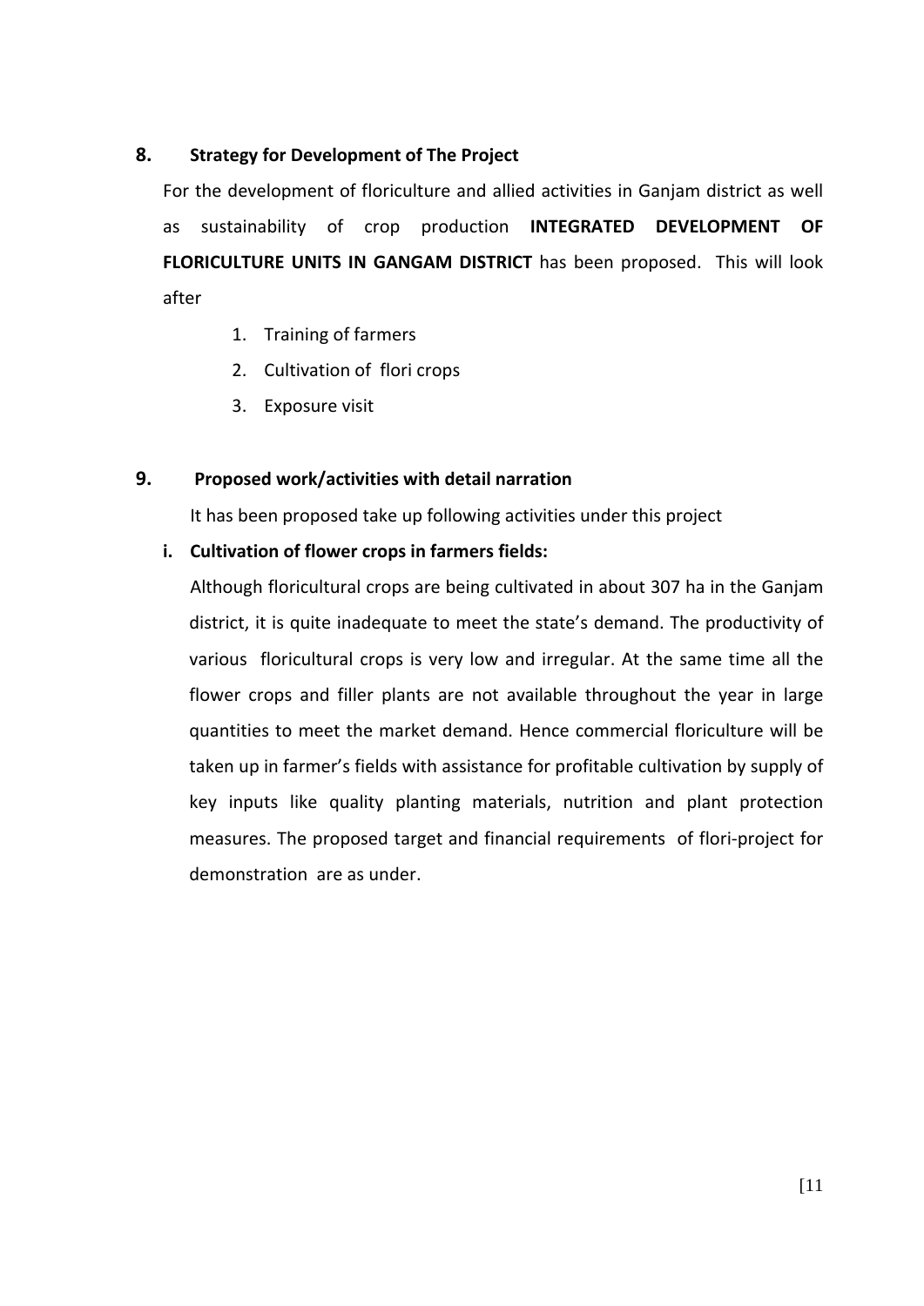## 8. Strategy for Development of The Project

For the development of floriculture and allied activities in Ganjam district as well as sustainability of crop production **INTEGRATED DEVELOPMENT OF FLORICULTURE UNITS IN GANGAM DISTRICT** has been proposed. This will look after

1. Training of farmers
2. Cultivation of flori crops
3. Exposure visit

## 9. Proposed work/activities with detail narration

It has been proposed take up following activities under this project

### i. Cultivation of flower crops in farmers fields:

Although floricultural crops are being cultivated in about 307 ha in the Ganjam district, it is quite inadequate to meet the state's demand. The productivity of various floricultural crops is very low and irregular. At the same time all the flower crops and filler plants are not available throughout the year in large quantities to meet the market demand. Hence commercial floriculture will be taken up in farmer's fields with assistance for profitable cultivation by supply of key inputs like quality planting materials, nutrition and plant protection measures. The proposed target and financial requirements of flori-project for demonstration are as under.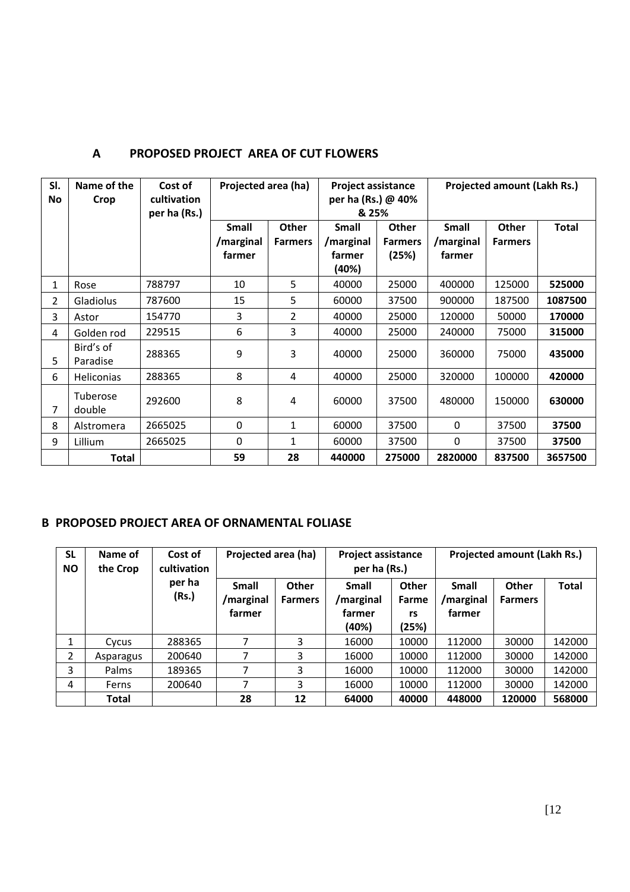## A PROPOSED PROJECT AREA OF CUT FLOWERS

| Sl. No | Name of the Crop | Cost of cultivation per ha (Rs.) | Projected area (ha) | | Project assistance per ha (Rs.) @ 40% & 25% | | Projected amount (Lakh Rs.) | | |
|---|---|---|---|---|---|---|---|---|---|
| | | | Small /marginal farmer | Other Farmers | Small /marginal farmer (40%) | Other Farmers (25%) | Small /marginal farmer | Other Farmers | Total |
| 1 | Rose | 788797 | 10 | 5 | 40000 | 25000 | 400000 | 125000 | **525000** |
| 2 | Gladiolus | 787600 | 15 | 5 | 60000 | 37500 | 900000 | 187500 | **1087500** |
| 3 | Astor | 154770 | 3 | 2 | 40000 | 25000 | 120000 | 50000 | **170000** |
| 4 | Golden rod | 229515 | 6 | 3 | 40000 | 25000 | 240000 | 75000 | **315000** |
| 5 | Bird's of Paradise | 288365 | 9 | 3 | 40000 | 25000 | 360000 | 75000 | **435000** |
| 6 | Heliconias | 288365 | 8 | 4 | 40000 | 25000 | 320000 | 100000 | **420000** |
| 7 | Tuberose double | 292600 | 8 | 4 | 60000 | 37500 | 480000 | 150000 | **630000** |
| 8 | Alstromera | 2665025 | 0 | 1 | 60000 | 37500 | 0 | 37500 | **37500** |
| 9 | Lillium | 2665025 | 0 | 1 | 60000 | 37500 | 0 | 37500 | **37500** |
| | **Total** | | **59** | **28** | **440000** | **275000** | **2820000** | **837500** | **3657500** |

## B PROPOSED PROJECT AREA OF ORNAMENTAL FOLIASE

| SL NO | Name of the Crop | Cost of cultivation per ha (Rs.) | Projected area (ha) | | Project assistance per ha (Rs.) | | Projected amount (Lakh Rs.) | | |
|---|---|---|---|---|---|---|---|---|---|
| | | | Small /marginal farmer | Other Farmers | Small /marginal farmer (40%) | Other Farmers (25%) | Small /marginal farmer | Other Farmers | Total |
| 1 | Cycus | 288365 | 7 | 3 | 16000 | 10000 | 112000 | 30000 | 142000 |
| 2 | Asparagus | 200640 | 7 | 3 | 16000 | 10000 | 112000 | 30000 | 142000 |
| 3 | Palms | 189365 | 7 | 3 | 16000 | 10000 | 112000 | 30000 | 142000 |
| 4 | Ferns | 200640 | 7 | 3 | 16000 | 10000 | 112000 | 30000 | 142000 |
| | **Total** | | **28** | **12** | **64000** | **40000** | **448000** | **120000** | **568000** |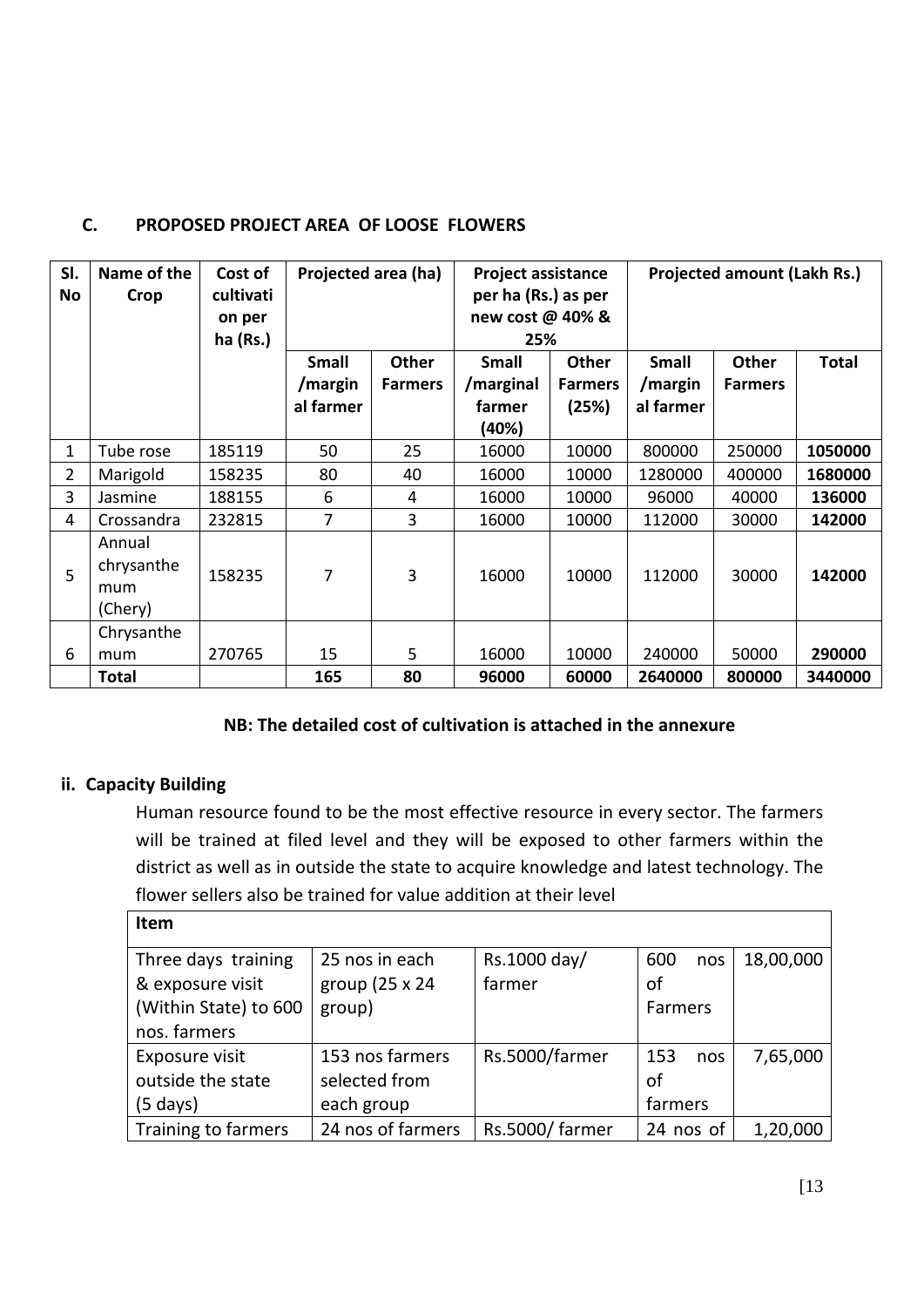### C. PROPOSED PROJECT AREA OF LOOSE FLOWERS

| Sl. No | Name of the Crop | Cost of cultivation per ha (Rs.) | Projected area (ha) | | Project assistance per ha (Rs.) as per new cost @ 40% & 25% | | Projected amount (Lakh Rs.) | | |
|---|---|---|---|---|---|---|---|---|---|
| | | | Small /marginal farmer | Other Farmers | Small /marginal farmer (40%) | Other Farmers (25%) | Small /marginal farmer | Other Farmers | Total |
| 1 | Tube rose | 185119 | 50 | 25 | 16000 | 10000 | 800000 | 250000 | **1050000** |
| 2 | Marigold | 158235 | 80 | 40 | 16000 | 10000 | 1280000 | 400000 | **1680000** |
| 3 | Jasmine | 188155 | 6 | 4 | 16000 | 10000 | 96000 | 40000 | **136000** |
| 4 | Crossandra | 232815 | 7 | 3 | 16000 | 10000 | 112000 | 30000 | **142000** |
| 5 | Annual chrysanthemum (Chery) | 158235 | 7 | 3 | 16000 | 10000 | 112000 | 30000 | **142000** |
| 6 | Chrysanthemum | 270765 | 15 | 5 | 16000 | 10000 | 240000 | 50000 | **290000** |
| | **Total** | | **165** | **80** | **96000** | **60000** | **2640000** | **800000** | **3440000** |

**NB: The detailed cost of cultivation is attached in the annexure**

### ii. Capacity Building

Human resource found to be the most effective resource in every sector. The farmers will be trained at filed level and they will be exposed to other farmers within the district as well as in outside the state to acquire knowledge and latest technology. The flower sellers also be trained for value addition at their level

| Item | | | | |
|---|---|---|---|---|
| Three days training & exposure visit (Within State) to 600 nos. farmers | 25 nos in each group (25 x 24 group) | Rs.1000 day/ farmer | 600 nos of Farmers | 18,00,000 |
| Exposure visit outside the state (5 days) | 153 nos farmers selected from each group | Rs.5000/farmer | 153 nos of farmers | 7,65,000 |
| Training to farmers | 24 nos of farmers | Rs.5000/ farmer | 24 nos of | 1,20,000 |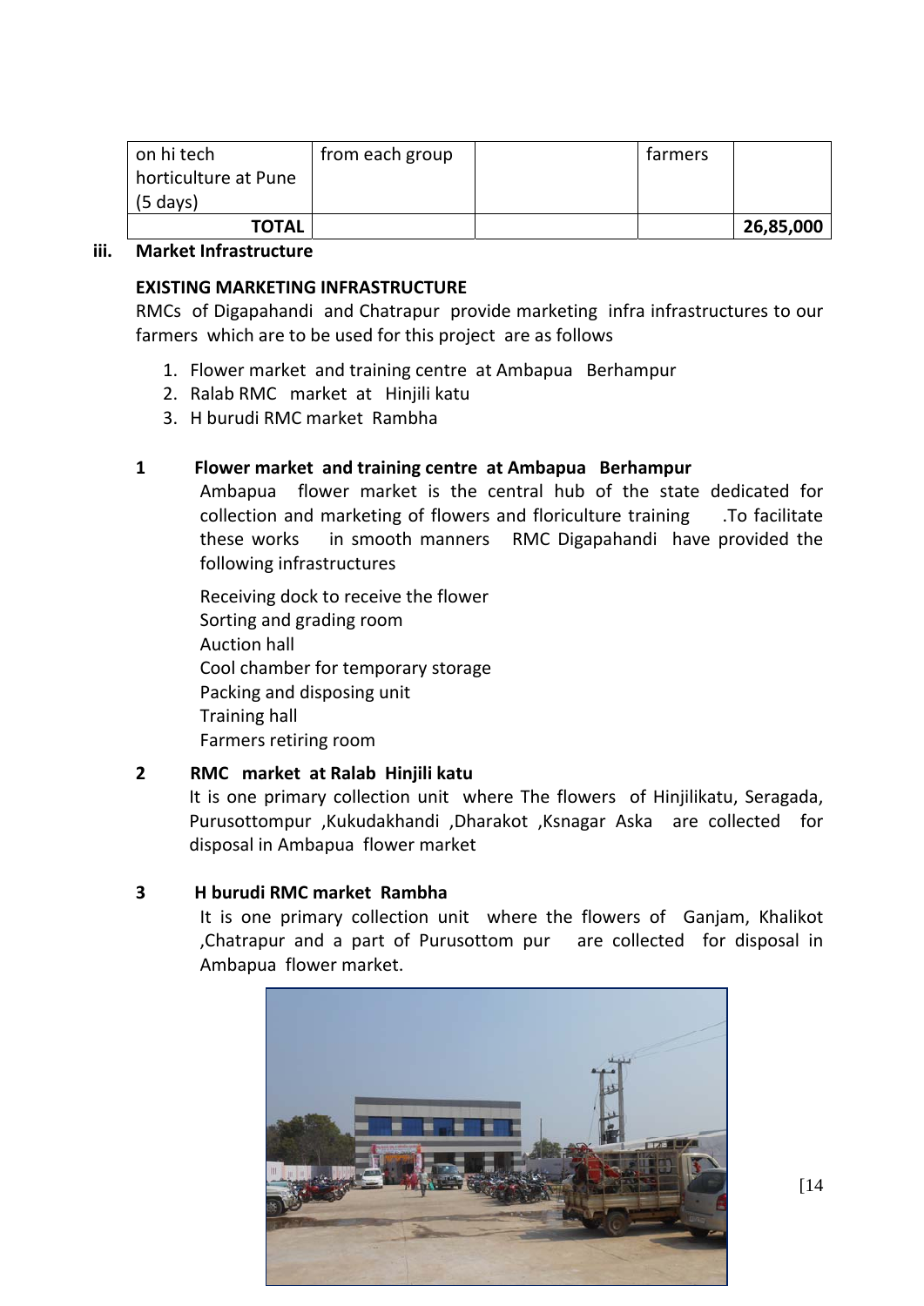| on hi tech horticulture at Pune (5 days) | from each group | | farmers | |
|---|---|---|---|---|
| **TOTAL** | | | | **26,85,000** |

**iii. Market Infrastructure**

**EXISTING MARKETING INFRASTRUCTURE**

RMCs of Digapahandi and Chatrapur provide marketing infra infrastructures to our farmers which are to be used for this project are as follows

1. Flower market and training centre at Ambapua Berhampur
2. Ralab RMC market at Hinjili katu
3. H burudi RMC market Rambha

**1 Flower market and training centre at Ambapua Berhampur**

Ambapua flower market is the central hub of the state dedicated for collection and marketing of flowers and floriculture training .To facilitate these works in smooth manners RMC Digapahandi have provided the following infrastructures

Receiving dock to receive the flower
Sorting and grading room
Auction hall
Cool chamber for temporary storage
Packing and disposing unit
Training hall
Farmers retiring room

**2 RMC market at Ralab Hinjili katu**

It is one primary collection unit where The flowers of Hinjilikatu, Seragada, Purusottompur ,Kukudakhandi ,Dharakot ,Ksnagar Aska are collected for disposal in Ambapua flower market

**3 H burudi RMC market Rambha**

It is one primary collection unit where the flowers of Ganjam, Khalikot ,Chatrapur and a part of Purusottom pur are collected for disposal in Ambapua flower market.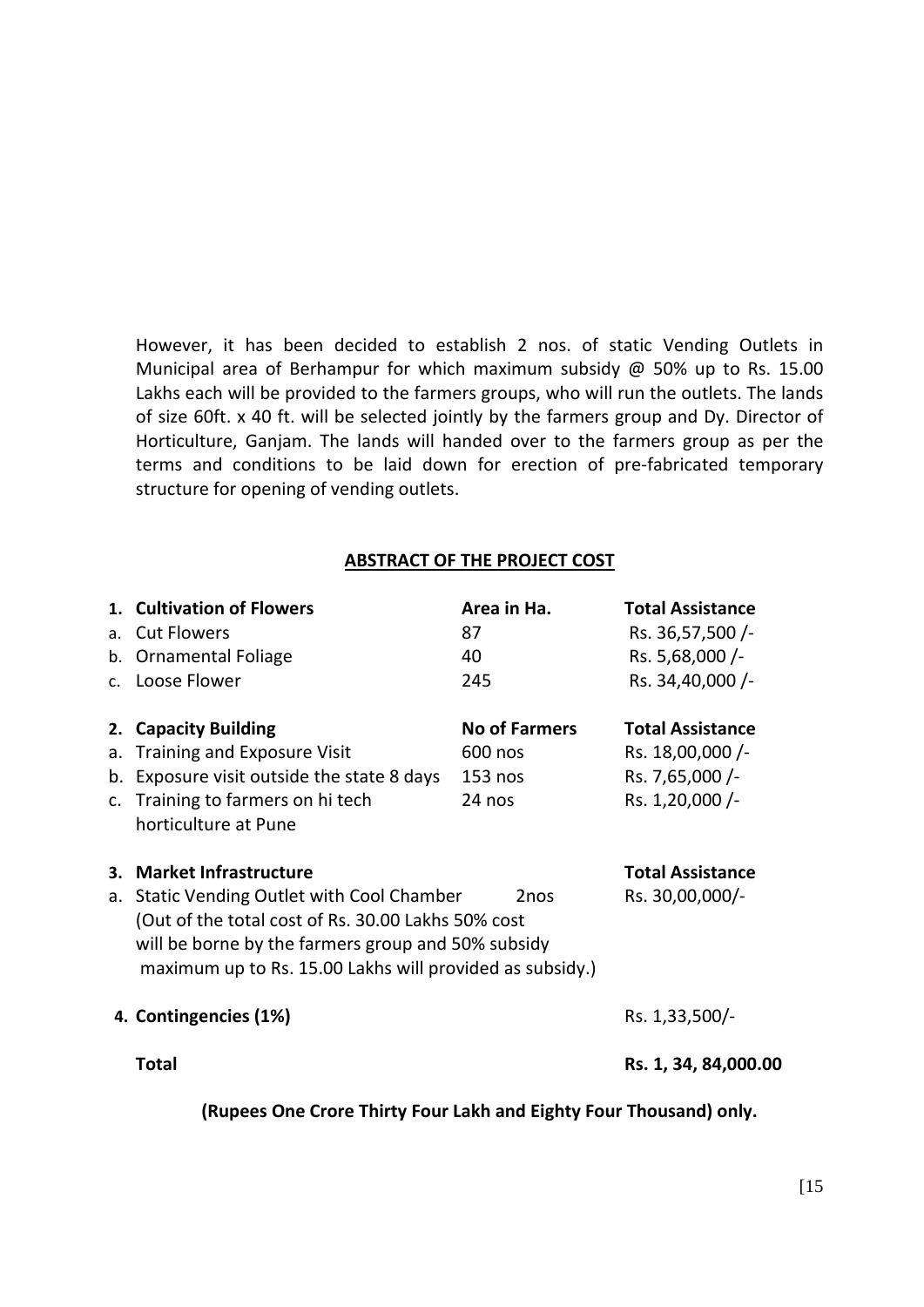However, it has been decided to establish 2 nos. of static Vending Outlets in Municipal area of Berhampur for which maximum subsidy @ 50% up to Rs. 15.00 Lakhs each will be provided to the farmers groups, who will run the outlets. The lands of size 60ft. x 40 ft. will be selected jointly by the farmers group and Dy. Director of Horticulture, Ganjam. The lands will handed over to the farmers group as per the terms and conditions to be laid down for erection of pre-fabricated temporary structure for opening of vending outlets.

## ABSTRACT OF THE PROJECT COST

| | | | |
|---|---|---|---|
| **1.** | **Cultivation of Flowers** | **Area in Ha.** | **Total Assistance** |
| a. | Cut Flowers | 87 | Rs. 36,57,500 /- |
| b. | Ornamental Foliage | 40 | Rs. 5,68,000 /- |
| c. | Loose Flower | 245 | Rs. 34,40,000 /- |
| **2.** | **Capacity Building** | **No of Farmers** | **Total Assistance** |
| a. | Training and Exposure Visit | 600 nos | Rs. 18,00,000 /- |
| b. | Exposure visit outside the state 8 days | 153 nos | Rs. 7,65,000 /- |
| c. | Training to farmers on hi tech horticulture at Pune | 24 nos | Rs. 1,20,000 /- |
| **3.** | **Market Infrastructure** | | **Total Assistance** |
| a. | Static Vending Outlet with Cool Chamber (Out of the total cost of Rs. 30.00 Lakhs 50% cost will be borne by the farmers group and 50% subsidy maximum up to Rs. 15.00 Lakhs will provided as subsidy.) | 2nos | Rs. 30,00,000/- |
| **4.** | **Contingencies (1%)** | | Rs. 1,33,500/- |
| | **Total** | | **Rs. 1, 34, 84,000.00** |

**(Rupees One Crore Thirty Four Lakh and Eighty Four Thousand) only.**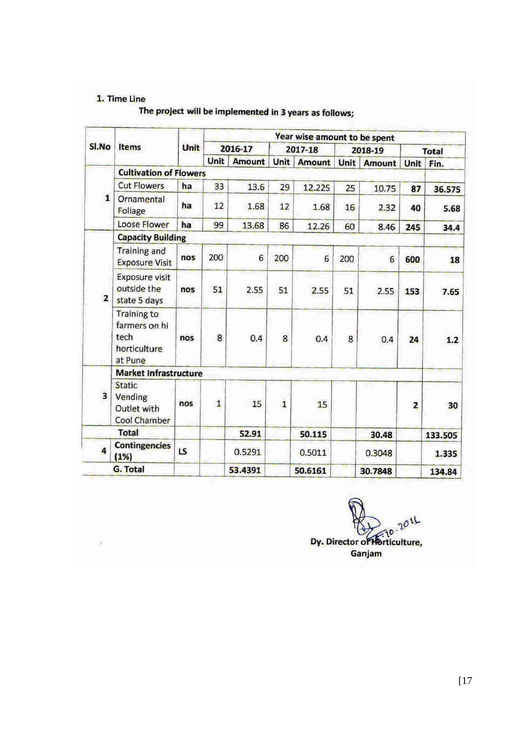## 1. Time Line

**The project will be implemented in 3 years as follows;**

| Sl.No | Items | Unit | Year wise amount to be spent | | | | | | | |
|---|---|---|---|---|---|---|---|---|---|---|
| | | | 2016-17 | | 2017-18 | | 2018-19 | | Total | |
| | | | Unit | Amount | Unit | Amount | Unit | Amount | Unit | Fin. |
| 1 | **Cultivation of Flowers** | | | | | | | | | |
| | Cut Flowers | ha | 33 | 13.6 | 29 | 12.225 | 25 | 10.75 | **87** | **36.575** |
| | Ornamental Foliage | ha | 12 | 1.68 | 12 | 1.68 | 16 | 2.32 | **40** | **5.68** |
| | Loose Flower | ha | 99 | 13.68 | 86 | 12.26 | 60 | 8.46 | **245** | **34.4** |
| 2 | **Capacity Building** | | | | | | | | | |
| | Training and Exposure Visit | nos | 200 | 6 | 200 | 6 | 200 | 6 | **600** | **18** |
| | Exposure visit outside the state 5 days | nos | 51 | 2.55 | 51 | 2.55 | 51 | 2.55 | **153** | **7.65** |
| | Training to farmers on hi tech horticulture at Pune | nos | 8 | 0.4 | 8 | 0.4 | 8 | 0.4 | **24** | **1.2** |
| 3 | **Market Infrastructure** | | | | | | | | | |
| | Static Vending Outlet with Cool Chamber | nos | 1 | 15 | 1 | 15 | | | **2** | **30** |
| | **Total** | | | **52.91** | | **50.115** | | **30.48** | | **133.505** |
| 4 | **Contingencies (1%)** | LS | | 0.5291 | | 0.5011 | | 0.3048 | | **1.335** |
| | **G. Total** | | | **53.4391** | | **50.6161** | | **30.7848** | | **134.84** |

**Dy. Director of Horticulture,**
**Ganjam**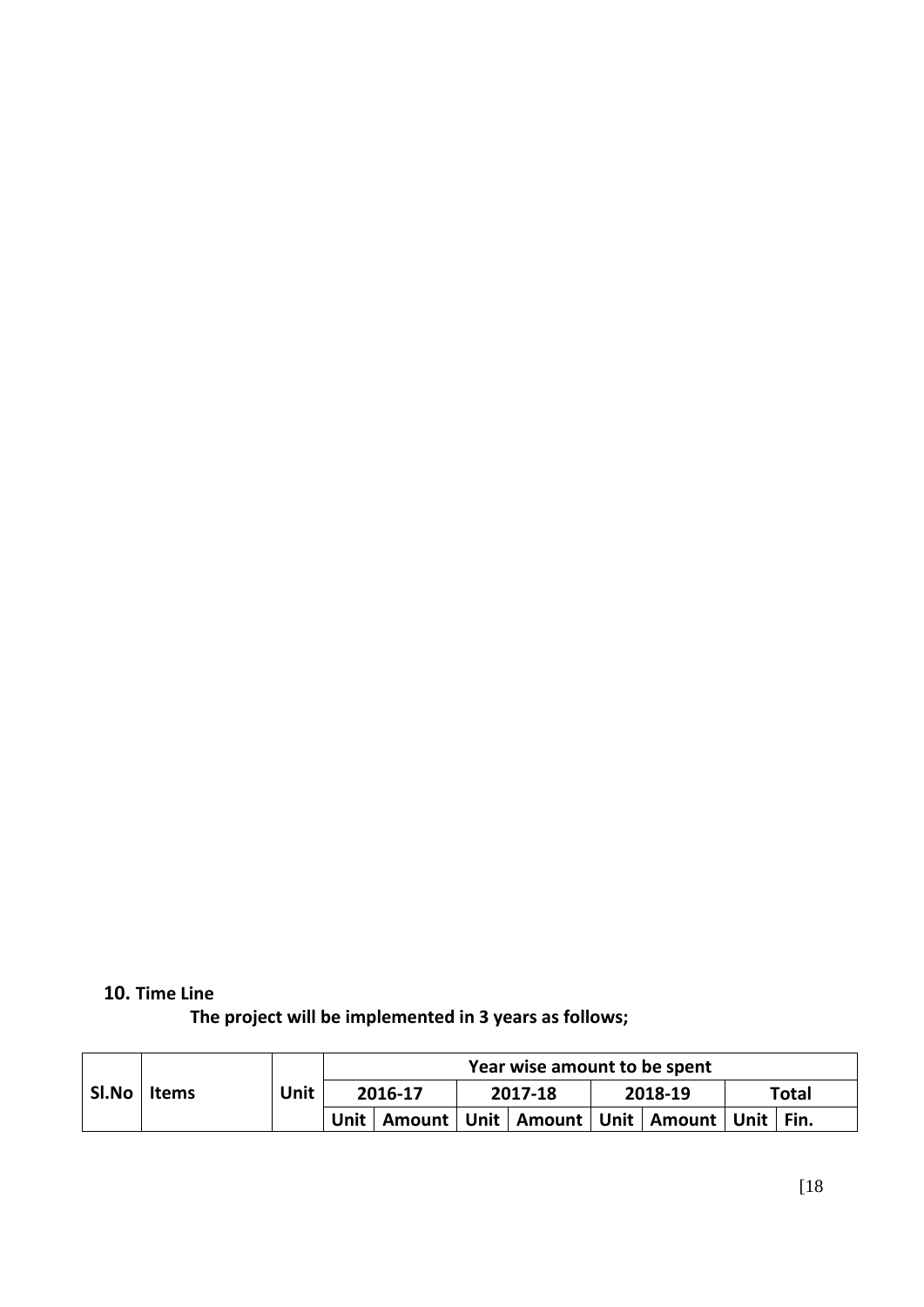**10. Time Line**

**The project will be implemented in 3 years as follows;**

| Sl.No | Items | Unit | Year wise amount to be spent | | | | | | | |
|---|---|---|---|---|---|---|---|---|---|---|
| | | | 2016-17 | | 2017-18 | | 2018-19 | | Total | |
| | | | Unit | Amount | Unit | Amount | Unit | Amount | Unit | Fin. |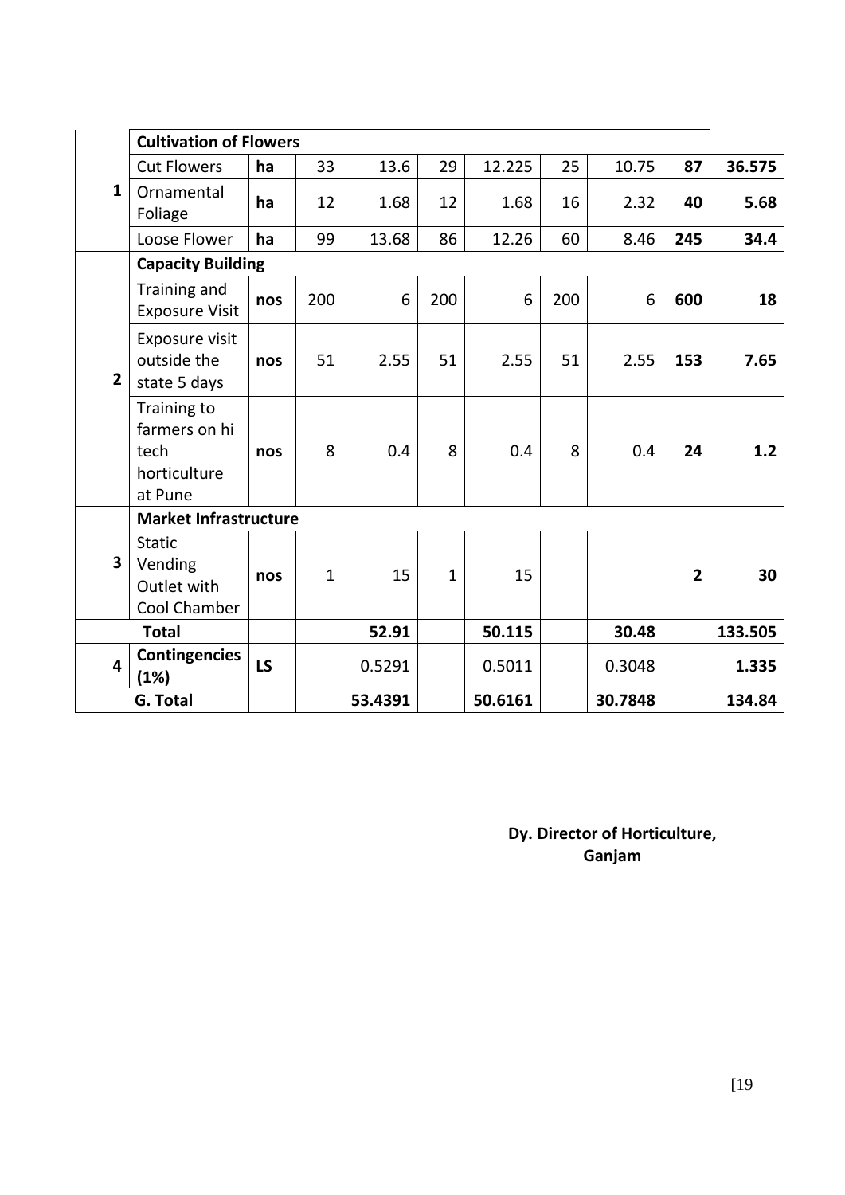| | | | | | | | | | | |
|---|---|---|---|---|---|---|---|---|---|---|
| 1 | **Cultivation of Flowers** | | | | | | | | | |
| | Cut Flowers | **ha** | 33 | 13.6 | 29 | 12.225 | 25 | 10.75 | **87** | **36.575** |
| | Ornamental Foliage | **ha** | 12 | 1.68 | 12 | 1.68 | 16 | 2.32 | **40** | **5.68** |
| | Loose Flower | **ha** | 99 | 13.68 | 86 | 12.26 | 60 | 8.46 | **245** | **34.4** |
| 2 | **Capacity Building** | | | | | | | | | |
| | Training and Exposure Visit | **nos** | 200 | 6 | 200 | 6 | 200 | 6 | **600** | **18** |
| | Exposure visit outside the state 5 days | **nos** | 51 | 2.55 | 51 | 2.55 | 51 | 2.55 | **153** | **7.65** |
| | Training to farmers on hi tech horticulture at Pune | **nos** | 8 | 0.4 | 8 | 0.4 | 8 | 0.4 | **24** | **1.2** |
| 3 | **Market Infrastructure** | | | | | | | | | |
| | Static Vending Outlet with Cool Chamber | **nos** | 1 | 15 | 1 | 15 | | | **2** | **30** |
| **Total** | | | | **52.91** | | **50.115** | | **30.48** | | **133.505** |
| 4 | **Contingencies (1%)** | **LS** | | 0.5291 | | 0.5011 | | 0.3048 | | **1.335** |
| **G. Total** | | | | **53.4391** | | **50.6161** | | **30.7848** | | **134.84** |

**Dy. Director of Horticulture,**
**Ganjam**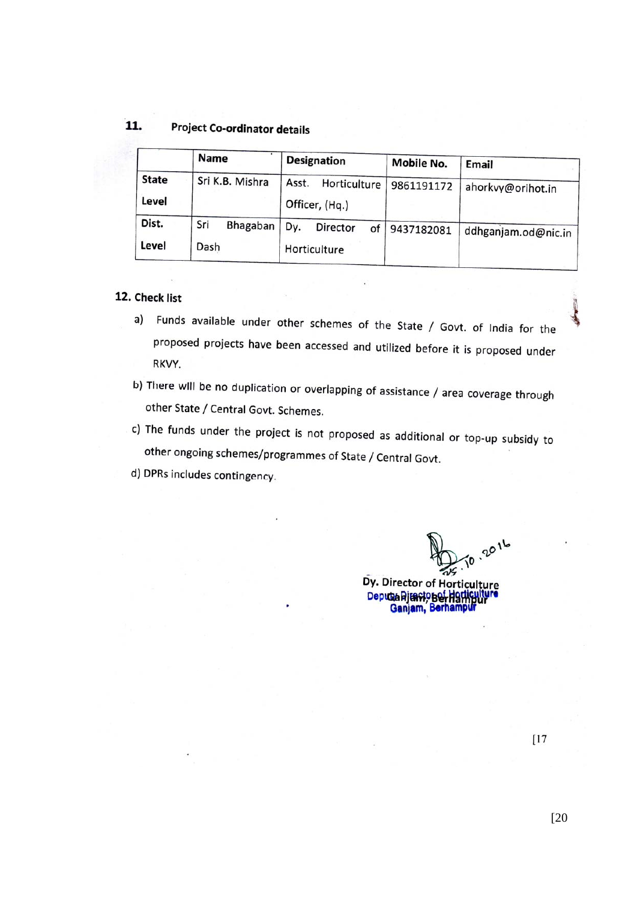**11. Project Co-ordinator details**

| | Name | Designation | Mobile No. | Email |
|---|---|---|---|---|
| State Level | Sri K.B. Mishra | Asst. Horticulture Officer, (Hq.) | 9861191172 | ahorkvy@orihot.in |
| Dist. Level | Sri Bhagaban Dash | Dy. Director of Horticulture | 9437182081 | ddhganjam.od@nic.in |

**12. Check list**

a) Funds available under other schemes of the State / Govt. of India for the proposed projects have been accessed and utilized before it is proposed under RKVY.

b) There will be no duplication or overlapping of assistance / area coverage through other State / Central Govt. Schemes.

c) The funds under the project is not proposed as additional or top-up subsidy to other ongoing schemes/programmes of State / Central Govt.

d) DPRs includes contingency.

25.10.2016

**Dy. Director of Horticulture**

Deputy Director of Horticulture
Ganjam, Berhampur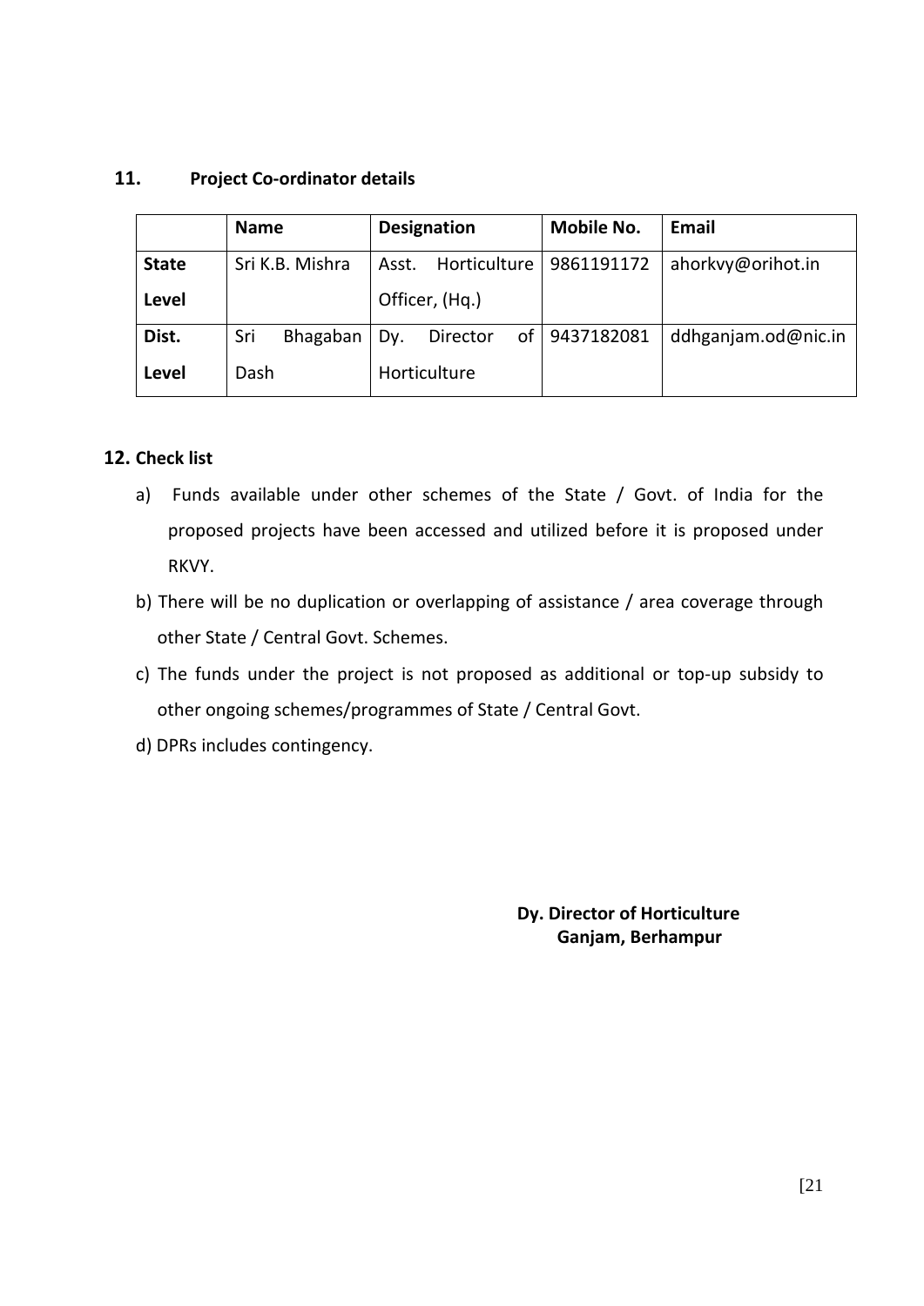## 11. Project Co-ordinator details

| | Name | Designation | Mobile No. | Email |
|---|---|---|---|---|
| **State Level** | Sri K.B. Mishra | Asst. Horticulture Officer, (Hq.) | 9861191172 | ahorkvy@orihot.in |
| **Dist. Level** | Sri Bhagaban Dash | Dy. Director of Horticulture | 9437182081 | ddhganjam.od@nic.in |

## 12. Check list

a) Funds available under other schemes of the State / Govt. of India for the proposed projects have been accessed and utilized before it is proposed under RKVY.

b) There will be no duplication or overlapping of assistance / area coverage through other State / Central Govt. Schemes.

c) The funds under the project is not proposed as additional or top-up subsidy to other ongoing schemes/programmes of State / Central Govt.

d) DPRs includes contingency.

**Dy. Director of Horticulture**
**Ganjam, Berhampur**